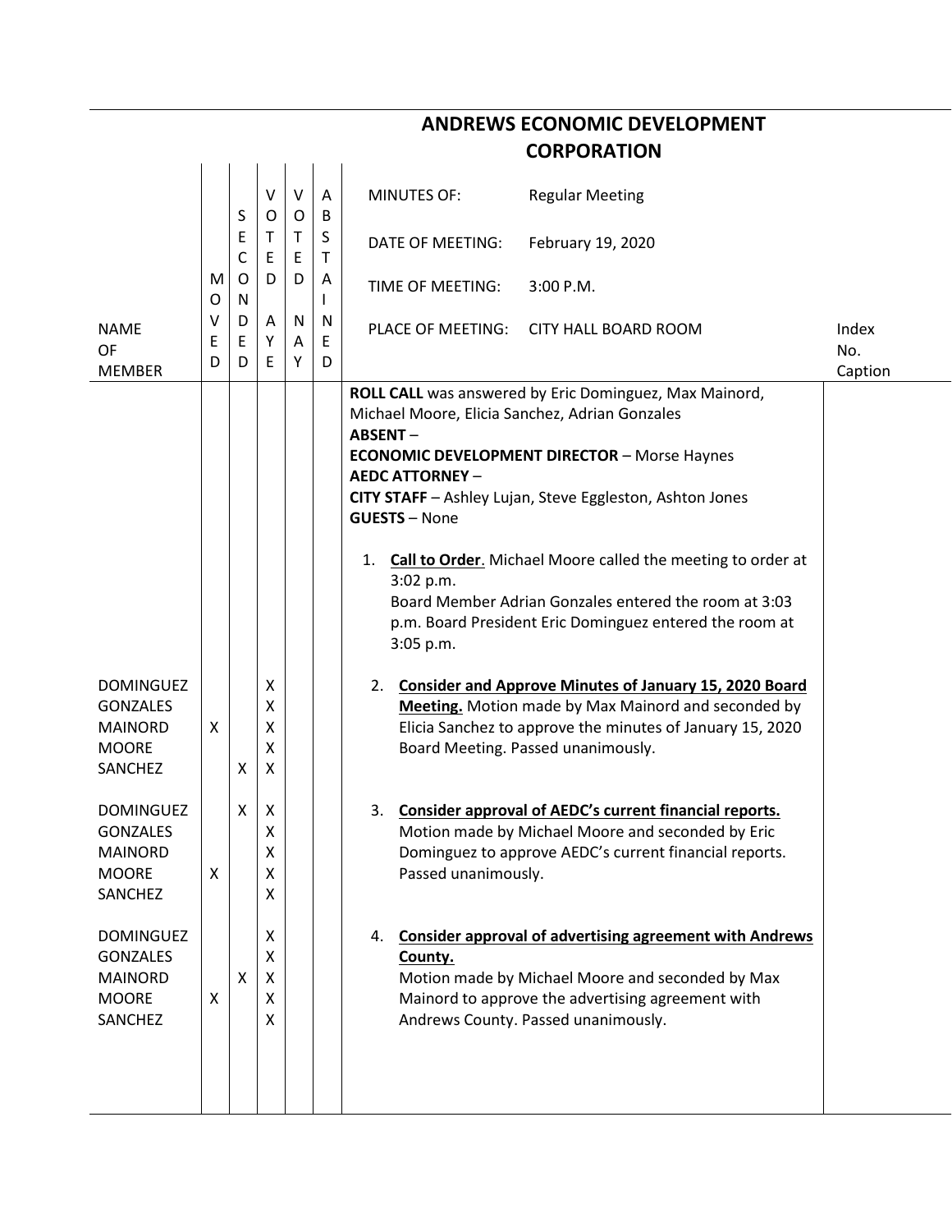# ANDREWS ECONOMIC DEVELOPMENT CORPORATION

| NAME OF MEMBER | MOVED | SECONDED | VOTED AYE | VOTED NAY | ABSTAINED | MINUTES OF: Regular Meeting<br>DATE OF MEETING: February 19, 2020<br>TIME OF MEETING: 3:00 P.M.<br>PLACE OF MEETING: CITY HALL BOARD ROOM | Index No. Caption |
|---|---|---|---|---|---|---|---|
| | | | | | | **ROLL CALL** was answered by Eric Dominguez, Max Mainord, Michael Moore, Elicia Sanchez, Adrian Gonzales<br>**ABSENT** –<br>**ECONOMIC DEVELOPMENT DIRECTOR** – Morse Haynes<br>**AEDC ATTORNEY** –<br>**CITY STAFF** – Ashley Lujan, Steve Eggleston, Ashton Jones<br>**GUESTS** – None<br><br>1. **Call to Order**. Michael Moore called the meeting to order at 3:02 p.m. Board Member Adrian Gonzales entered the room at 3:03 p.m. Board President Eric Dominguez entered the room at 3:05 p.m. | |
| DOMINGUEZ | | | X | | | 2. **Consider and Approve Minutes of January 15, 2020 Board Meeting.** Motion made by Max Mainord and seconded by Elicia Sanchez to approve the minutes of January 15, 2020 Board Meeting. Passed unanimously. | |
| GONZALES | | | X | | | | |
| MAINORD | X | | X | | | | |
| MOORE | | | X | | | | |
| SANCHEZ | | X | X | | | | |
| DOMINGUEZ | | X | X | | | 3. **Consider approval of AEDC's current financial reports.** Motion made by Michael Moore and seconded by Eric Dominguez to approve AEDC's current financial reports. Passed unanimously. | |
| GONZALES | | | X | | | | |
| MAINORD | | | X | | | | |
| MOORE | X | | X | | | | |
| SANCHEZ | | | X | | | | |
| DOMINGUEZ | | | X | | | 4. **Consider approval of advertising agreement with Andrews County.** Motion made by Michael Moore and seconded by Max Mainord to approve the advertising agreement with Andrews County. Passed unanimously. | |
| GONZALES | | | X | | | | |
| MAINORD | | X | X | | | | |
| MOORE | X | | X | | | | |
| SANCHEZ | | | X | | | | |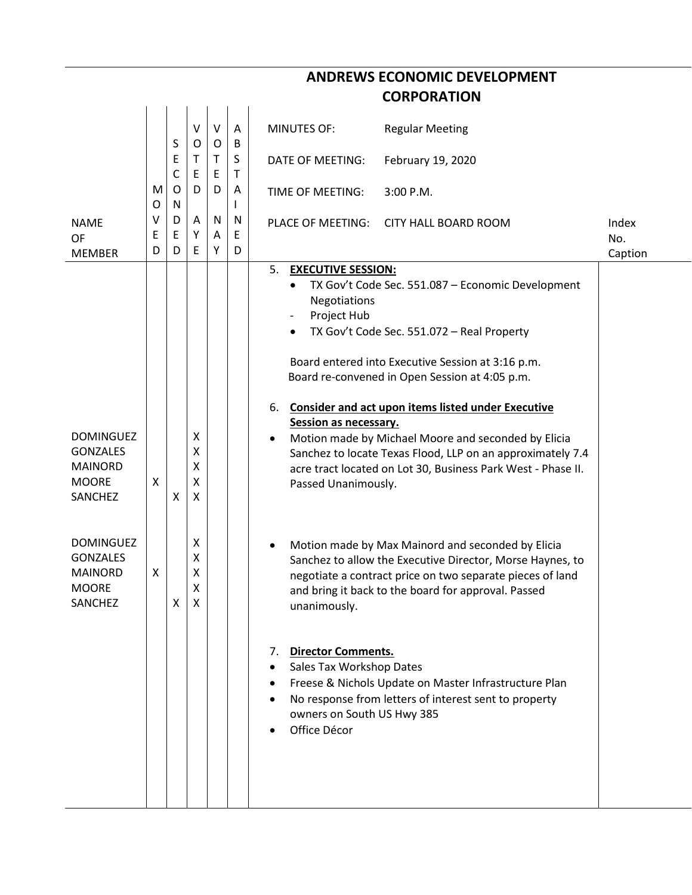# ANDREWS ECONOMIC DEVELOPMENT CORPORATION

MINUTES OF: Regular Meeting

DATE OF MEETING: February 19, 2020

TIME OF MEETING: 3:00 P.M.

PLACE OF MEETING: CITY HALL BOARD ROOM

| NAME OF MEMBER | MOVED | SECONDED | VOTED AYE | VOTED NAY | ABSTAINED | | Index No. Caption |
|---|---|---|---|---|---|---|---|
| | | | | | | 5. **EXECUTIVE SESSION:**<br>• TX Gov't Code Sec. 551.087 – Economic Development Negotiations<br>- Project Hub<br>• TX Gov't Code Sec. 551.072 – Real Property<br><br>Board entered into Executive Session at 3:16 p.m.<br>Board re-convened in Open Session at 4:05 p.m.<br><br>6. **Consider and act upon items listed under Executive Session as necessary.** | |
| DOMINGUEZ | | | X | | | • Motion made by Michael Moore and seconded by Elicia Sanchez to locate Texas Flood, LLP on an approximately 7.4 acre tract located on Lot 30, Business Park West - Phase II. Passed Unanimously. | |
| GONZALES | | | X | | | | |
| MAINORD | | | X | | | | |
| MOORE | X | | X | | | | |
| SANCHEZ | | X | X | | | | |
| DOMINGUEZ | | | X | | | • Motion made by Max Mainord and seconded by Elicia Sanchez to allow the Executive Director, Morse Haynes, to negotiate a contract price on two separate pieces of land and bring it back to the board for approval. Passed unanimously. | |
| GONZALES | | | X | | | | |
| MAINORD | X | | X | | | | |
| MOORE | | | X | | | | |
| SANCHEZ | | X | X | | | | |
| | | | | | | 7. **Director Comments.**<br>• Sales Tax Workshop Dates<br>• Freese & Nichols Update on Master Infrastructure Plan<br>• No response from letters of interest sent to property owners on South US Hwy 385<br>• Office Décor | |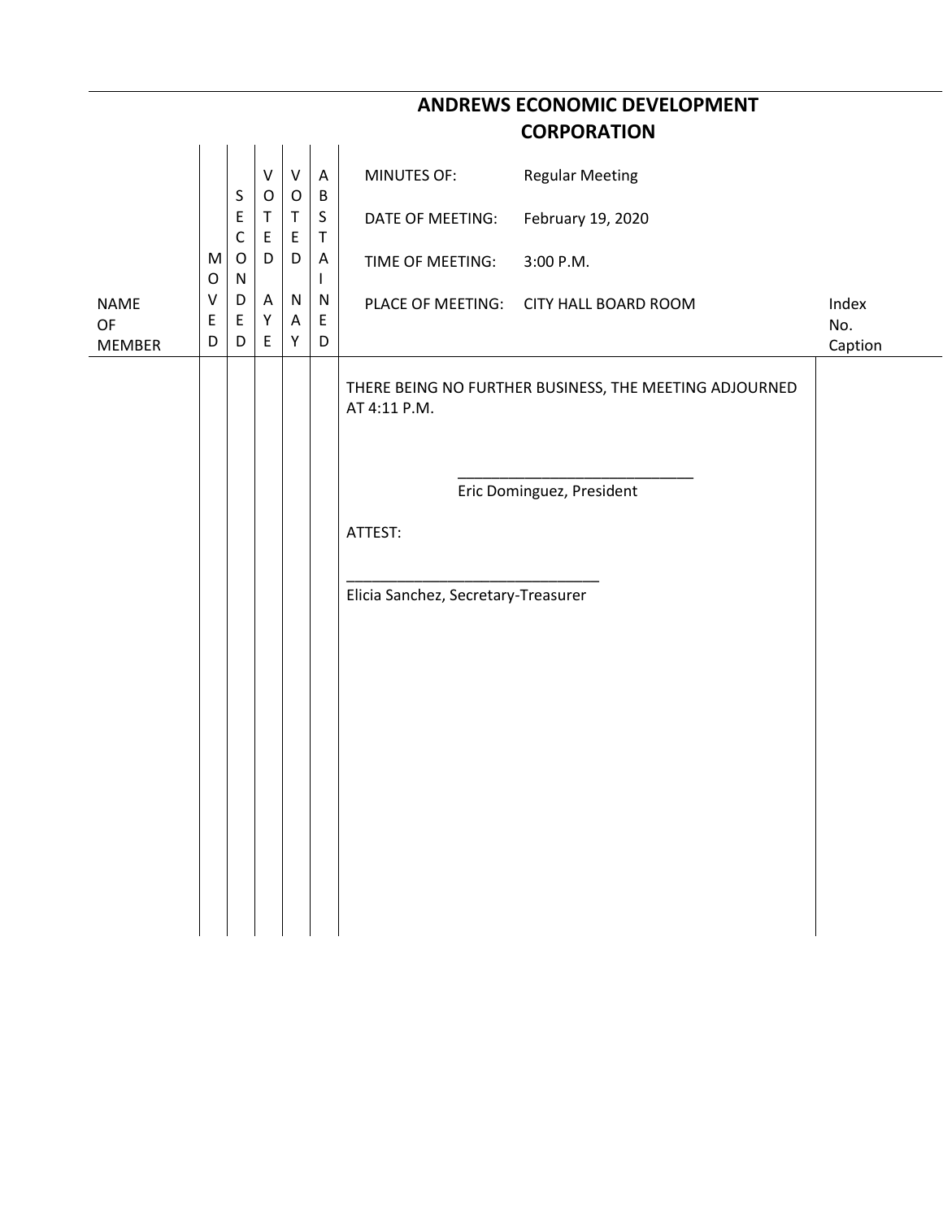# ANDREWS ECONOMIC DEVELOPMENT CORPORATION

| NAME OF MEMBER | MOVED | SECONDED | VOTED AYE | VOTED NAY | ABSTAINED | MINUTES OF: Regular Meeting<br>DATE OF MEETING: February 19, 2020<br>TIME OF MEETING: 3:00 P.M.<br>PLACE OF MEETING: CITY HALL BOARD ROOM | Index No. Caption |
|---|---|---|---|---|---|---|---|
| | | | | | | THERE BEING NO FURTHER BUSINESS, THE MEETING ADJOURNED AT 4:11 P.M.<br><br>_____________________________<br>Eric Dominguez, President<br><br>ATTEST:<br><br>_______________________________<br>Elicia Sanchez, Secretary-Treasurer | |